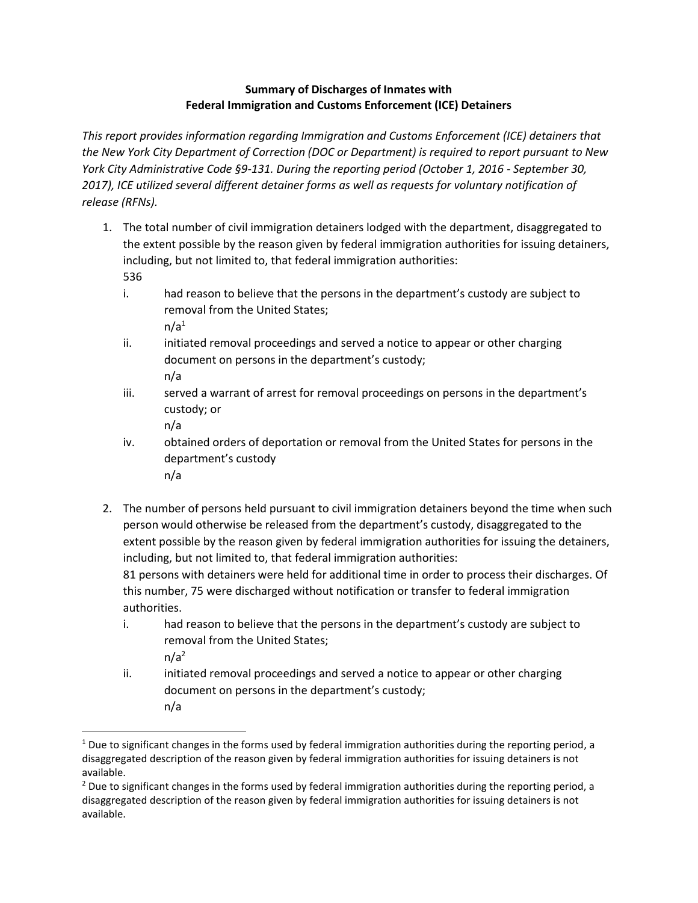**Summary of Discharges of Inmates with Federal Immigration and Customs Enforcement (ICE) Detainers**

*This report provides information regarding Immigration and Customs Enforcement (ICE) detainers that the New York City Department of Correction (DOC or Department) is required to report pursuant to New York City Administrative Code §9-131. During the reporting period (October 1, 2016 - September 30, 2017), ICE utilized several different detainer forms as well as requests for voluntary notification of release (RFNs).*

1. The total number of civil immigration detainers lodged with the department, disaggregated to the extent possible by the reason given by federal immigration authorities for issuing detainers, including, but not limited to, that federal immigration authorities:
   536
   i. had reason to believe that the persons in the department's custody are subject to removal from the United States;
      n/a[1]
   ii. initiated removal proceedings and served a notice to appear or other charging document on persons in the department's custody;
      n/a
   iii. served a warrant of arrest for removal proceedings on persons in the department's custody; or
      n/a
   iv. obtained orders of deportation or removal from the United States for persons in the department's custody
      n/a

2. The number of persons held pursuant to civil immigration detainers beyond the time when such person would otherwise be released from the department's custody, disaggregated to the extent possible by the reason given by federal immigration authorities for issuing the detainers, including, but not limited to, that federal immigration authorities:
   81 persons with detainers were held for additional time in order to process their discharges. Of this number, 75 were discharged without notification or transfer to federal immigration authorities.
   i. had reason to believe that the persons in the department's custody are subject to removal from the United States;
      n/a[2]
   ii. initiated removal proceedings and served a notice to appear or other charging document on persons in the department's custody;
      n/a

[1] Due to significant changes in the forms used by federal immigration authorities during the reporting period, a disaggregated description of the reason given by federal immigration authorities for issuing detainers is not available.

[2] Due to significant changes in the forms used by federal immigration authorities during the reporting period, a disaggregated description of the reason given by federal immigration authorities for issuing detainers is not available.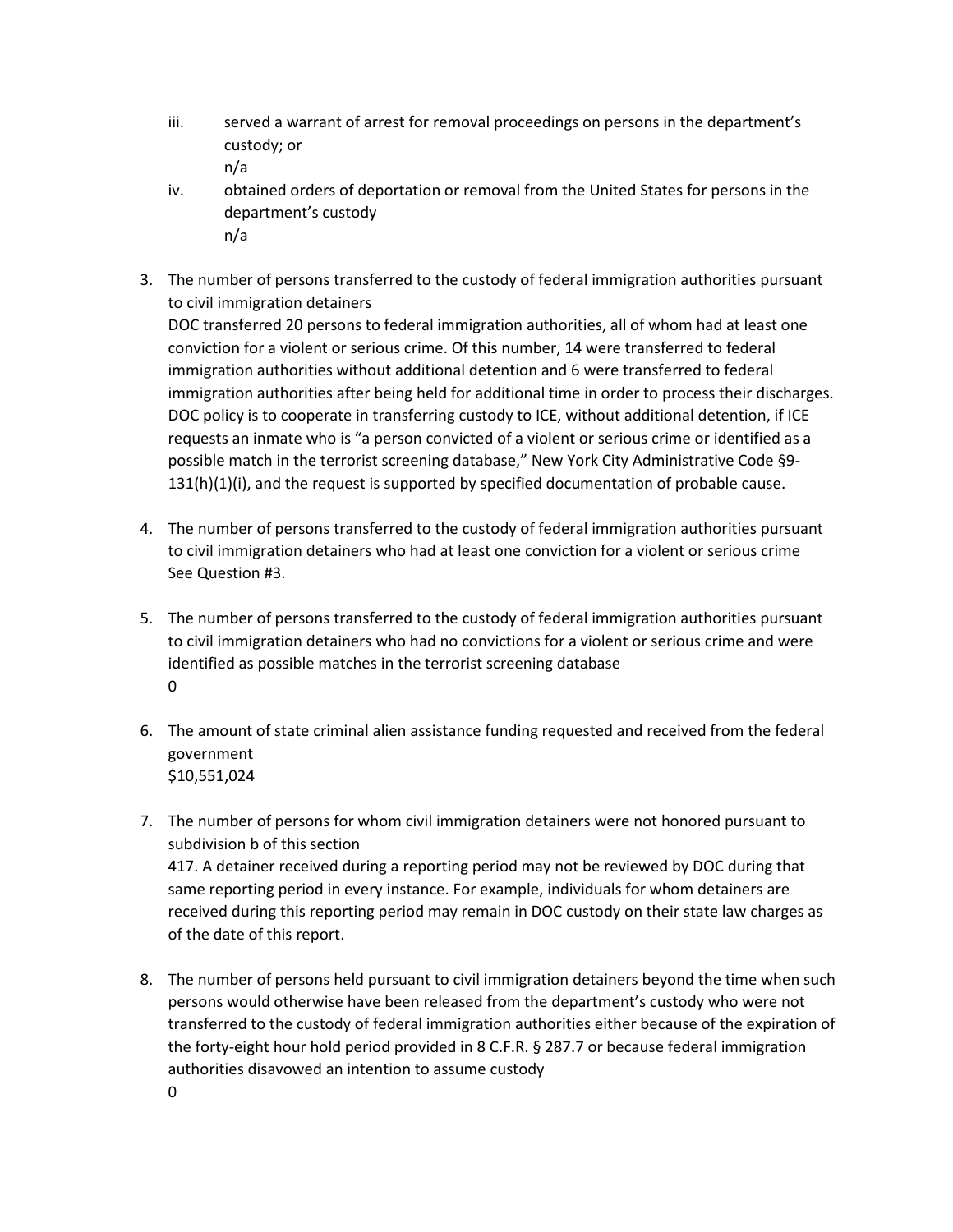iii. served a warrant of arrest for removal proceedings on persons in the department's custody; or
   n/a

iv. obtained orders of deportation or removal from the United States for persons in the department's custody
   n/a

3. The number of persons transferred to the custody of federal immigration authorities pursuant to civil immigration detainers
   DOC transferred 20 persons to federal immigration authorities, all of whom had at least one conviction for a violent or serious crime. Of this number, 14 were transferred to federal immigration authorities without additional detention and 6 were transferred to federal immigration authorities after being held for additional time in order to process their discharges. DOC policy is to cooperate in transferring custody to ICE, without additional detention, if ICE requests an inmate who is "a person convicted of a violent or serious crime or identified as a possible match in the terrorist screening database," New York City Administrative Code §9-131(h)(1)(i), and the request is supported by specified documentation of probable cause.

4. The number of persons transferred to the custody of federal immigration authorities pursuant to civil immigration detainers who had at least one conviction for a violent or serious crime
   See Question #3.

5. The number of persons transferred to the custody of federal immigration authorities pursuant to civil immigration detainers who had no convictions for a violent or serious crime and were identified as possible matches in the terrorist screening database
   0

6. The amount of state criminal alien assistance funding requested and received from the federal government
   $10,551,024

7. The number of persons for whom civil immigration detainers were not honored pursuant to subdivision b of this section
   417. A detainer received during a reporting period may not be reviewed by DOC during that same reporting period in every instance. For example, individuals for whom detainers are received during this reporting period may remain in DOC custody on their state law charges as of the date of this report.

8. The number of persons held pursuant to civil immigration detainers beyond the time when such persons would otherwise have been released from the department's custody who were not transferred to the custody of federal immigration authorities either because of the expiration of the forty-eight hour hold period provided in 8 C.F.R. § 287.7 or because federal immigration authorities disavowed an intention to assume custody
   0